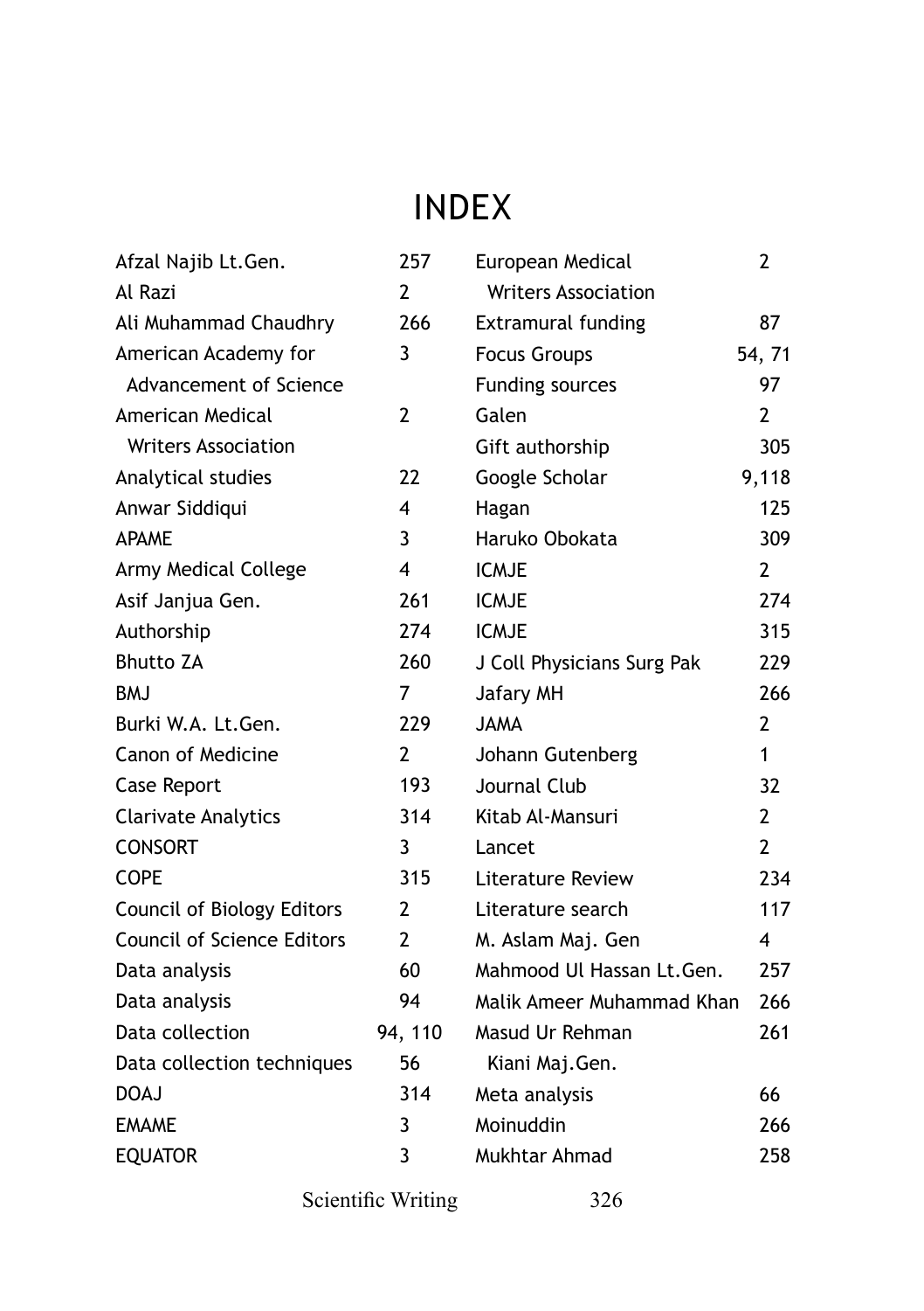# INDEX

| | |
|---|---|
| Afzal Najib Lt.Gen. | 257 |
| Al Razi | 2 |
| Ali Muhammad Chaudhry | 266 |
| American Academy for Advancement of Science | 3 |
| American Medical Writers Association | 2 |
| Analytical studies | 22 |
| Anwar Siddiqui | 4 |
| APAME | 3 |
| Army Medical College | 4 |
| Asif Janjua Gen. | 261 |
| Authorship | 274 |
| Bhutto ZA | 260 |
| BMJ | 7 |
| Burki W.A. Lt.Gen. | 229 |
| Canon of Medicine | 2 |
| Case Report | 193 |
| Clarivate Analytics | 314 |
| CONSORT | 3 |
| COPE | 315 |
| Council of Biology Editors | 2 |
| Council of Science Editors | 2 |
| Data analysis | 60 |
| Data analysis | 94 |
| Data collection | 94, 110 |
| Data collection techniques | 56 |
| DOAJ | 314 |
| EMAME | 3 |
| EQUATOR | 3 |
| European Medical Writers Association | 2 |
| Extramural funding | 87 |
| Focus Groups | 54, 71 |
| Funding sources | 97 |
| Galen | 2 |
| Gift authorship | 305 |
| Google Scholar | 9,118 |
| Hagan | 125 |
| Haruko Obokata | 309 |
| ICMJE | 2 |
| ICMJE | 274 |
| ICMJE | 315 |
| J Coll Physicians Surg Pak | 229 |
| Jafary MH | 266 |
| JAMA | 2 |
| Johann Gutenberg | 1 |
| Journal Club | 32 |
| Kitab Al-Mansuri | 2 |
| Lancet | 2 |
| Literature Review | 234 |
| Literature search | 117 |
| M. Aslam Maj. Gen | 4 |
| Mahmood Ul Hassan Lt.Gen. | 257 |
| Malik Ameer Muhammad Khan | 266 |
| Masud Ur Rehman Kiani Maj.Gen. | 261 |
| Meta analysis | 66 |
| Moinuddin | 266 |
| Mukhtar Ahmad | 258 |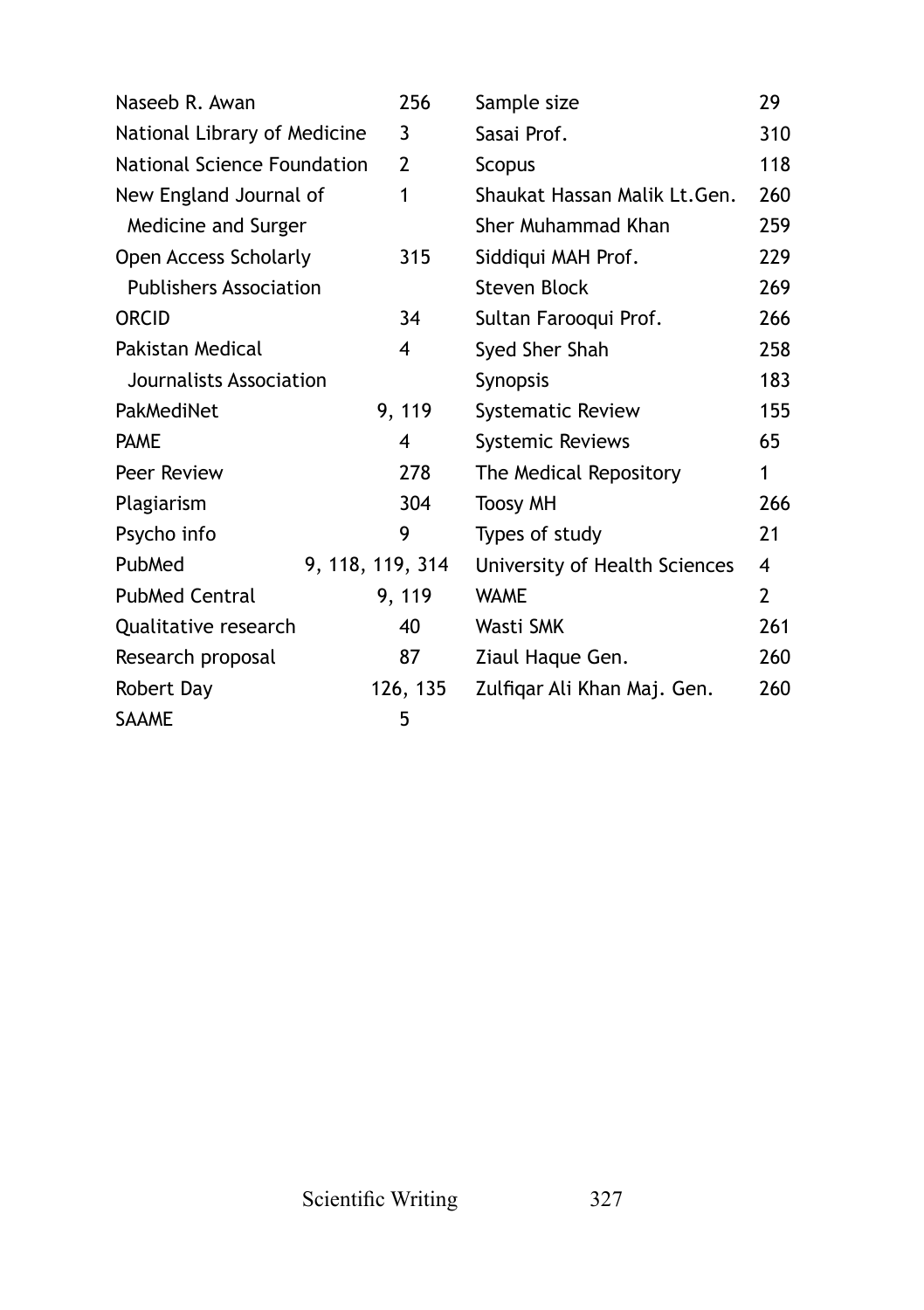Naseeb R. Awan 256
National Library of Medicine 3
National Science Foundation 2
New England Journal of Medicine and Surger 1
Open Access Scholarly Publishers Association 315
ORCID 34
Pakistan Medical Journalists Association 4
PakMediNet 9, 119
PAME 4
Peer Review 278
Plagiarism 304
Psycho info 9
PubMed 9, 118, 119, 314
PubMed Central 9, 119
Qualitative research 40
Research proposal 87
Robert Day 126, 135
SAAME 5
Sample size 29
Sasai Prof. 310
Scopus 118
Shaukat Hassan Malik Lt.Gen. 260
Sher Muhammad Khan 259
Siddiqui MAH Prof. 229
Steven Block 269
Sultan Farooqui Prof. 266
Syed Sher Shah 258
Synopsis 183
Systematic Review 155
Systemic Reviews 65
The Medical Repository 1
Toosy MH 266
Types of study 21
University of Health Sciences 4
WAME 2
Wasti SMK 261
Ziaul Haque Gen. 260
Zulfiqar Ali Khan Maj. Gen. 260